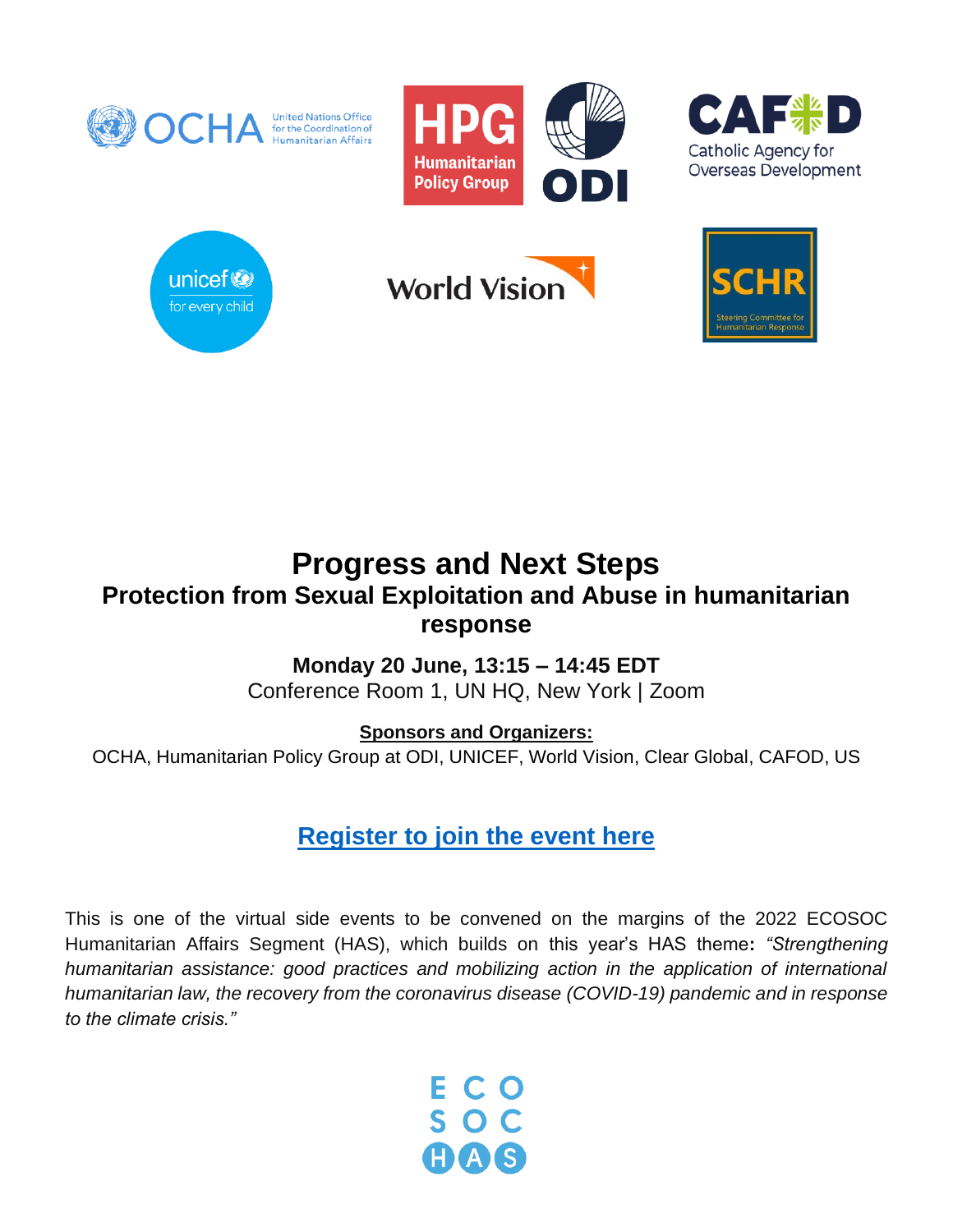# Progress and Next Steps

## Protection from Sexual Exploitation and Abuse in humanitarian response

**Monday 20 June, 13:15 – 14:45 EDT**

Conference Room 1, UN HQ, New York | Zoom

**Sponsors and Organizers:**

OCHA, Humanitarian Policy Group at ODI, UNICEF, World Vision, Clear Global, CAFOD, US

**Register to join the event here**

This is one of the virtual side events to be convened on the margins of the 2022 ECOSOC Humanitarian Affairs Segment (HAS), which builds on this year's HAS theme**:** *"Strengthening humanitarian assistance: good practices and mobilizing action in the application of international humanitarian law, the recovery from the coronavirus disease (COVID-19) pandemic and in response to the climate crisis."*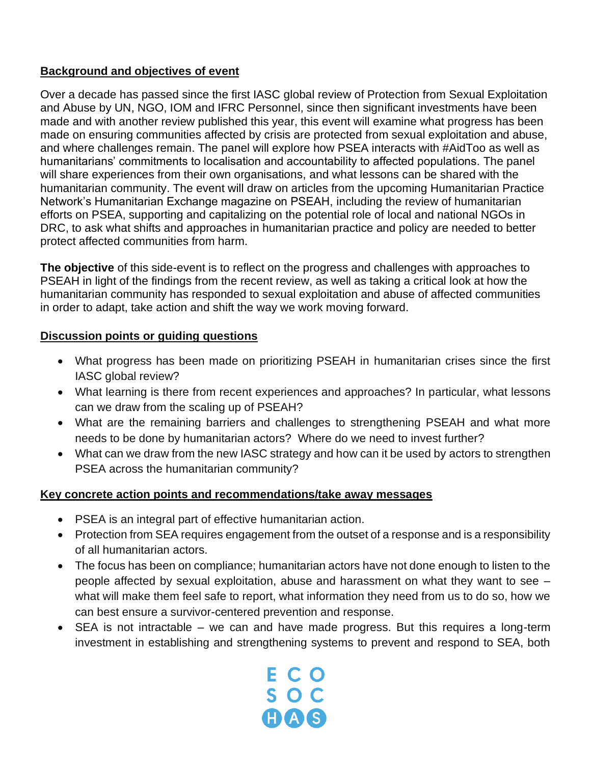**Background and objectives of event**

Over a decade has passed since the first IASC global review of Protection from Sexual Exploitation and Abuse by UN, NGO, IOM and IFRC Personnel, since then significant investments have been made and with another review published this year, this event will examine what progress has been made on ensuring communities affected by crisis are protected from sexual exploitation and abuse, and where challenges remain. The panel will explore how PSEA interacts with #AidToo as well as humanitarians' commitments to localisation and accountability to affected populations. The panel will share experiences from their own organisations, and what lessons can be shared with the humanitarian community. The event will draw on articles from the upcoming Humanitarian Practice Network's Humanitarian Exchange magazine on PSEAH, including the review of humanitarian efforts on PSEA, supporting and capitalizing on the potential role of local and national NGOs in DRC, to ask what shifts and approaches in humanitarian practice and policy are needed to better protect affected communities from harm.

**The objective** of this side-event is to reflect on the progress and challenges with approaches to PSEAH in light of the findings from the recent review, as well as taking a critical look at how the humanitarian community has responded to sexual exploitation and abuse of affected communities in order to adapt, take action and shift the way we work moving forward.

**Discussion points or guiding questions**

- What progress has been made on prioritizing PSEAH in humanitarian crises since the first IASC global review?
- What learning is there from recent experiences and approaches? In particular, what lessons can we draw from the scaling up of PSEAH?
- What are the remaining barriers and challenges to strengthening PSEAH and what more needs to be done by humanitarian actors? Where do we need to invest further?
- What can we draw from the new IASC strategy and how can it be used by actors to strengthen PSEA across the humanitarian community?

**Key concrete action points and recommendations/take away messages**

- PSEA is an integral part of effective humanitarian action.
- Protection from SEA requires engagement from the outset of a response and is a responsibility of all humanitarian actors.
- The focus has been on compliance; humanitarian actors have not done enough to listen to the people affected by sexual exploitation, abuse and harassment on what they want to see – what will make them feel safe to report, what information they need from us to do so, how we can best ensure a survivor-centered prevention and response.
- SEA is not intractable – we can and have made progress. But this requires a long-term investment in establishing and strengthening systems to prevent and respond to SEA, both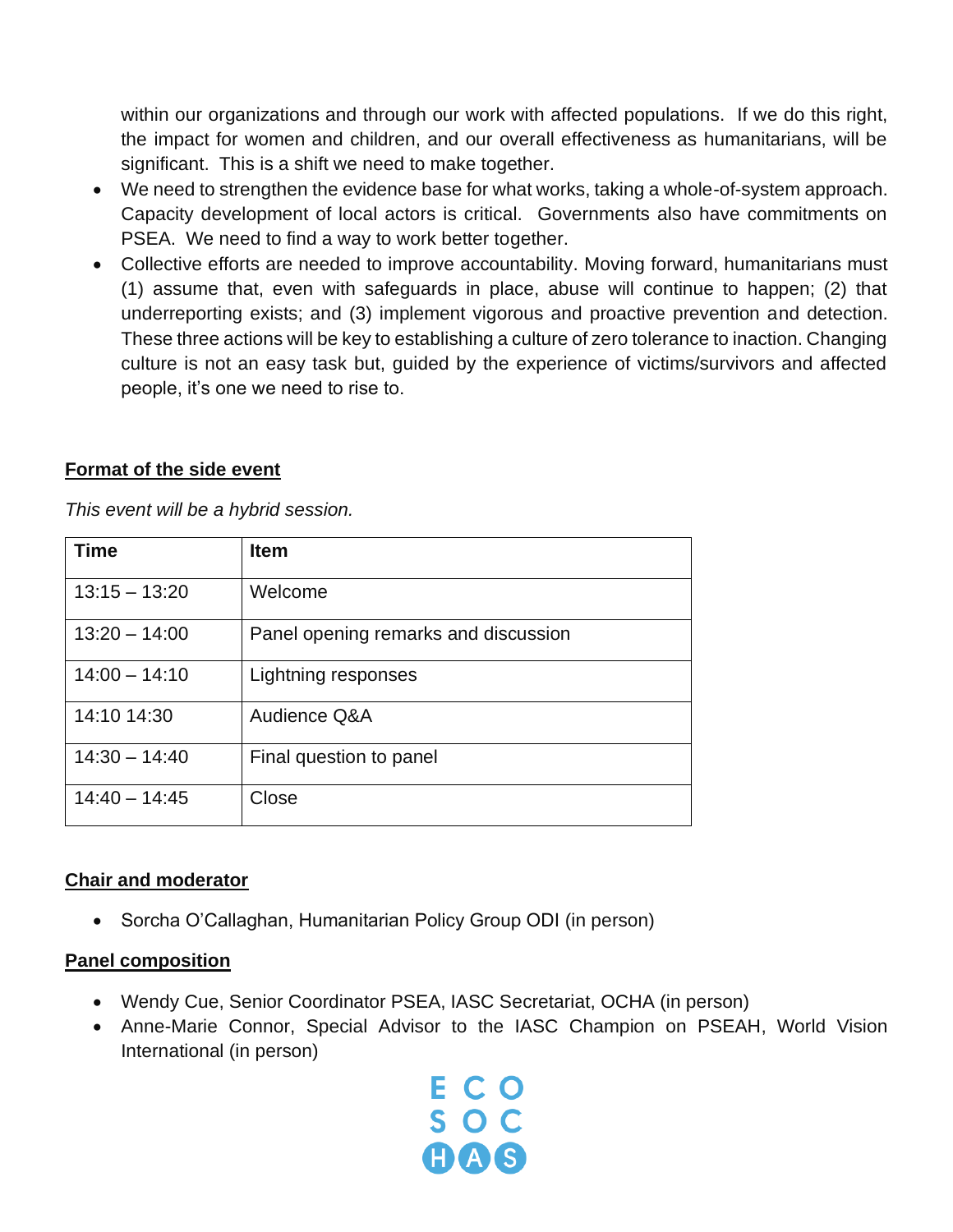within our organizations and through our work with affected populations. If we do this right, the impact for women and children, and our overall effectiveness as humanitarians, will be significant. This is a shift we need to make together.

- We need to strengthen the evidence base for what works, taking a whole-of-system approach. Capacity development of local actors is critical. Governments also have commitments on PSEA. We need to find a way to work better together.
- Collective efforts are needed to improve accountability. Moving forward, humanitarians must (1) assume that, even with safeguards in place, abuse will continue to happen; (2) that underreporting exists; and (3) implement vigorous and proactive prevention and detection. These three actions will be key to establishing a culture of zero tolerance to inaction. Changing culture is not an easy task but, guided by the experience of victims/survivors and affected people, it's one we need to rise to.

**Format of the side event**

*This event will be a hybrid session.*

| Time | Item |
|---|---|
| 13:15 – 13:20 | Welcome |
| 13:20 – 14:00 | Panel opening remarks and discussion |
| 14:00 – 14:10 | Lightning responses |
| 14:10 14:30 | Audience Q&A |
| 14:30 – 14:40 | Final question to panel |
| 14:40 – 14:45 | Close |

**Chair and moderator**

- Sorcha O'Callaghan, Humanitarian Policy Group ODI (in person)

**Panel composition**

- Wendy Cue, Senior Coordinator PSEA, IASC Secretariat, OCHA (in person)
- Anne-Marie Connor, Special Advisor to the IASC Champion on PSEAH, World Vision International (in person)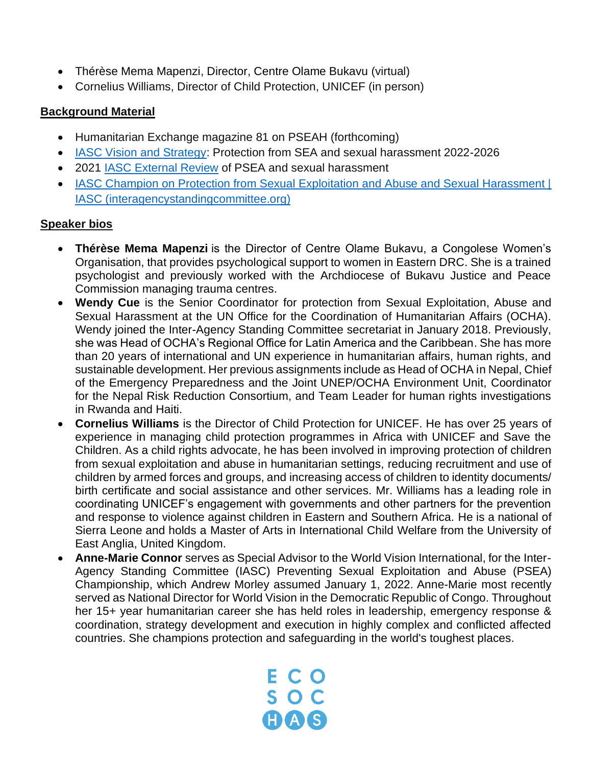- Thérèse Mema Mapenzi, Director, Centre Olame Bukavu (virtual)
- Cornelius Williams, Director of Child Protection, UNICEF (in person)

## Background Material

- Humanitarian Exchange magazine 81 on PSEAH (forthcoming)
- IASC Vision and Strategy: Protection from SEA and sexual harassment 2022-2026
- 2021 IASC External Review of PSEA and sexual harassment
- IASC Champion on Protection from Sexual Exploitation and Abuse and Sexual Harassment | IASC (interagencystandingcommittee.org)

## Speaker bios

- **Thérèse Mema Mapenzi** is the Director of Centre Olame Bukavu, a Congolese Women's Organisation, that provides psychological support to women in Eastern DRC. She is a trained psychologist and previously worked with the Archdiocese of Bukavu Justice and Peace Commission managing trauma centres.
- **Wendy Cue** is the Senior Coordinator for protection from Sexual Exploitation, Abuse and Sexual Harassment at the UN Office for the Coordination of Humanitarian Affairs (OCHA). Wendy joined the Inter-Agency Standing Committee secretariat in January 2018. Previously, she was Head of OCHA's Regional Office for Latin America and the Caribbean. She has more than 20 years of international and UN experience in humanitarian affairs, human rights, and sustainable development. Her previous assignments include as Head of OCHA in Nepal, Chief of the Emergency Preparedness and the Joint UNEP/OCHA Environment Unit, Coordinator for the Nepal Risk Reduction Consortium, and Team Leader for human rights investigations in Rwanda and Haiti.
- **Cornelius Williams** is the Director of Child Protection for UNICEF. He has over 25 years of experience in managing child protection programmes in Africa with UNICEF and Save the Children. As a child rights advocate, he has been involved in improving protection of children from sexual exploitation and abuse in humanitarian settings, reducing recruitment and use of children by armed forces and groups, and increasing access of children to identity documents/ birth certificate and social assistance and other services. Mr. Williams has a leading role in coordinating UNICEF's engagement with governments and other partners for the prevention and response to violence against children in Eastern and Southern Africa. He is a national of Sierra Leone and holds a Master of Arts in International Child Welfare from the University of East Anglia, United Kingdom.
- **Anne-Marie Connor** serves as Special Advisor to the World Vision International, for the Inter-Agency Standing Committee (IASC) Preventing Sexual Exploitation and Abuse (PSEA) Championship, which Andrew Morley assumed January 1, 2022. Anne-Marie most recently served as National Director for World Vision in the Democratic Republic of Congo. Throughout her 15+ year humanitarian career she has held roles in leadership, emergency response & coordination, strategy development and execution in highly complex and conflicted affected countries. She champions protection and safeguarding in the world's toughest places.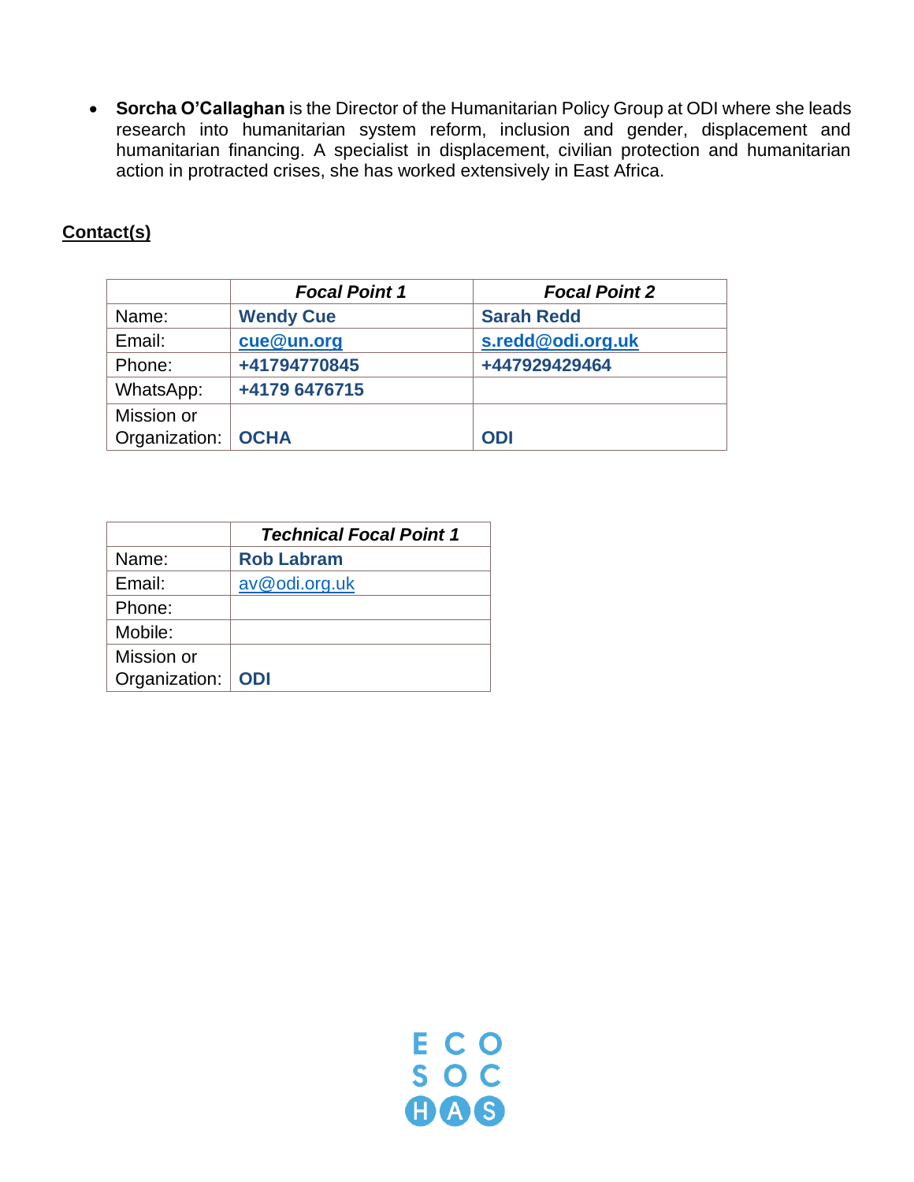- **Sorcha O'Callaghan** is the Director of the Humanitarian Policy Group at ODI where she leads research into humanitarian system reform, inclusion and gender, displacement and humanitarian financing. A specialist in displacement, civilian protection and humanitarian action in protracted crises, she has worked extensively in East Africa.

**Contact(s)**

| | ***Focal Point 1*** | ***Focal Point 2*** |
|---|---|---|
| Name: | **Wendy Cue** | **Sarah Redd** |
| Email: | **cue@un.org** | **s.redd@odi.org.uk** |
| Phone: | **+41794770845** | **+447929429464** |
| WhatsApp: | **+4179 6476715** | |
| Mission or Organization: | **OCHA** | **ODI** |

| | ***Technical Focal Point 1*** |
|---|---|
| Name: | **Rob Labram** |
| Email: | av@odi.org.uk |
| Phone: | |
| Mobile: | |
| Mission or Organization: | **ODI** |

ECO SOC HAS